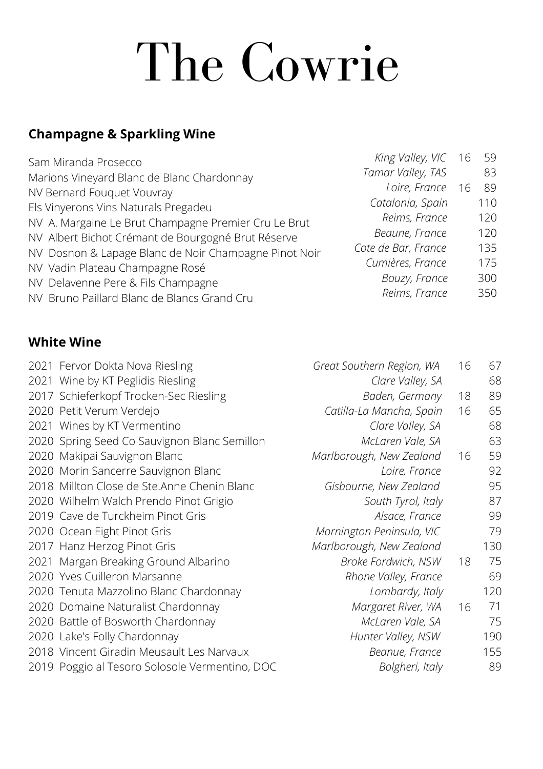# The Cowrie

## Champagne & Sparkling Wine

| Wine | Region | | Price |
|---|---|---|---|
| Sam Miranda Prosecco | *King Valley, VIC* | 16 | 59 |
| Marions Vineyard Blanc de Blanc Chardonnay | *Tamar Valley, TAS* | | 83 |
| NV Bernard Fouquet Vouvray | *Loire, France* | 16 | 89 |
| Els Vinyerons Vins Naturals Pregadeu | *Catalonia, Spain* | | 110 |
| NV A. Margaine Le Brut Champagne Premier Cru Le Brut | *Reims, France* | | 120 |
| NV Albert Bichot Crémant de Bourgogné Brut Réserve | *Beaune, France* | | 120 |
| NV Dosnon & Lapage Blanc de Noir Champagne Pinot Noir | *Cote de Bar, France* | | 135 |
| NV Vadin Plateau Champagne Rosé | *Cumières, France* | | 175 |
| NV Delavenne Pere & Fils Champagne | *Bouzy, France* | | 300 |
| NV Bruno Paillard Blanc de Blancs Grand Cru | *Reims, France* | | 350 |

## White Wine

| Wine | Region | | Price |
|---|---|---|---|
| 2021 Fervor Dokta Nova Riesling | *Great Southern Region, WA* | 16 | 67 |
| 2021 Wine by KT Peglidis Riesling | *Clare Valley, SA* | | 68 |
| 2017 Schieferkopf Trocken-Sec Riesling | *Baden, Germany* | 18 | 89 |
| 2020 Petit Verum Verdejo | *Catilla-La Mancha, Spain* | 16 | 65 |
| 2021 Wines by KT Vermentino | *Clare Valley, SA* | | 68 |
| 2020 Spring Seed Co Sauvignon Blanc Semillon | *McLaren Vale, SA* | | 63 |
| 2020 Makipai Sauvignon Blanc | *Marlborough, New Zealand* | 16 | 59 |
| 2020 Morin Sancerre Sauvignon Blanc | *Loire, France* | | 92 |
| 2018 Millton Close de Ste.Anne Chenin Blanc | *Gisbourne, New Zealand* | | 95 |
| 2020 Wilhelm Walch Prendo Pinot Grigio | *South Tyrol, Italy* | | 87 |
| 2019 Cave de Turckheim Pinot Gris | *Alsace, France* | | 99 |
| 2020 Ocean Eight Pinot Gris | *Mornington Peninsula, VIC* | | 79 |
| 2017 Hanz Herzog Pinot Gris | *Marlborough, New Zealand* | | 130 |
| 2021 Margan Breaking Ground Albarino | *Broke Fordwich, NSW* | 18 | 75 |
| 2020 Yves Cuilleron Marsanne | *Rhone Valley, France* | | 69 |
| 2020 Tenuta Mazzolino Blanc Chardonnay | *Lombardy, Italy* | | 120 |
| 2020 Domaine Naturalist Chardonnay | *Margaret River, WA* | 16 | 71 |
| 2020 Battle of Bosworth Chardonnay | *McLaren Vale, SA* | | 75 |
| 2020 Lake's Folly Chardonnay | *Hunter Valley, NSW* | | 190 |
| 2018 Vincent Giradin Meusault Les Narvaux | *Beanue, France* | | 155 |
| 2019 Poggio al Tesoro Solosole Vermentino, DOC | *Bolgheri, Italy* | | 89 |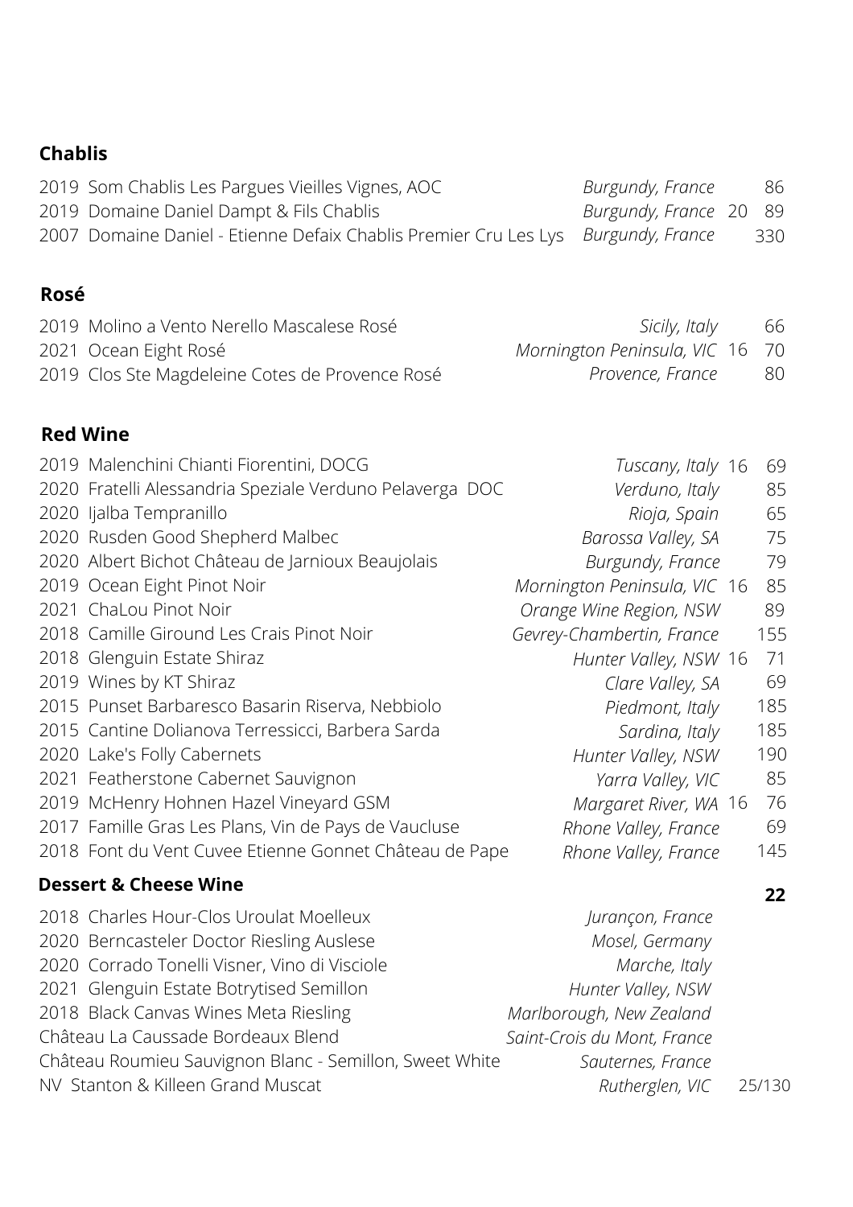## Chablis

| | | | | |
|---|---|---|---|---|
| 2019 | Som Chablis Les Pargues Vieilles Vignes, AOC | *Burgundy, France* | | 86 |
| 2019 | Domaine Daniel Dampt & Fils Chablis | *Burgundy, France* | 20 | 89 |
| 2007 | Domaine Daniel - Etienne Defaix Chablis Premier Cru Les Lys | *Burgundy, France* | | 330 |

## Rosé

| | | | | |
|---|---|---|---|---|
| 2019 | Molino a Vento Nerello Mascalese Rosé | *Sicily, Italy* | | 66 |
| 2021 | Ocean Eight Rosé | *Mornington Peninsula, VIC* | 16 | 70 |
| 2019 | Clos Ste Magdeleine Cotes de Provence Rosé | *Provence, France* | | 80 |

## Red Wine

| | | | | |
|---|---|---|---|---|
| 2019 | Malenchini Chianti Fiorentini, DOCG | *Tuscany, Italy* | 16 | 69 |
| 2020 | Fratelli Alessandria Speziale Verduno Pelaverga DOC | *Verduno, Italy* | | 85 |
| 2020 | Ijalba Tempranillo | *Rioja, Spain* | | 65 |
| 2020 | Rusden Good Shepherd Malbec | *Barossa Valley, SA* | | 75 |
| 2020 | Albert Bichot Château de Jarnioux Beaujolais | *Burgundy, France* | | 79 |
| 2019 | Ocean Eight Pinot Noir | *Mornington Peninsula, VIC* | 16 | 85 |
| 2021 | ChaLou Pinot Noir | *Orange Wine Region, NSW* | | 89 |
| 2018 | Camille Giround Les Crais Pinot Noir | *Gevrey-Chambertin, France* | | 155 |
| 2018 | Glenguin Estate Shiraz | *Hunter Valley, NSW* | 16 | 71 |
| 2019 | Wines by KT Shiraz | *Clare Valley, SA* | | 69 |
| 2015 | Punset Barbaresco Basarin Riserva, Nebbiolo | *Piedmont, Italy* | | 185 |
| 2015 | Cantine Dolianova Terressicci, Barbera Sarda | *Sardina, Italy* | | 185 |
| 2020 | Lake's Folly Cabernets | *Hunter Valley, NSW* | | 190 |
| 2021 | Featherstone Cabernet Sauvignon | *Yarra Valley, VIC* | | 85 |
| 2019 | McHenry Hohnen Hazel Vineyard GSM | *Margaret River, WA* | 16 | 76 |
| 2017 | Famille Gras Les Plans, Vin de Pays de Vaucluse | *Rhone Valley, France* | | 69 |
| 2018 | Font du Vent Cuvee Etienne Gonnet Château de Pape | *Rhone Valley, France* | | 145 |

## Dessert & Cheese Wine

**22**

| | | | |
|---|---|---|---|
| 2018 | Charles Hour-Clos Uroulat Moelleux | *Jurançon, France* | |
| 2020 | Berncasteler Doctor Riesling Auslese | *Mosel, Germany* | |
| 2020 | Corrado Tonelli Visner, Vino di Visciole | *Marche, Italy* | |
| 2021 | Glenguin Estate Botrytised Semillon | *Hunter Valley, NSW* | |
| 2018 | Black Canvas Wines Meta Riesling | *Marlborough, New Zealand* | |
| | Château La Caussade Bordeaux Blend | *Saint-Crois du Mont, France* | |
| | Château Roumieu Sauvignon Blanc - Semillon, Sweet White | *Sauternes, France* | |
| NV | Stanton & Killeen Grand Muscat | *Rutherglen, VIC* | 25/130 |